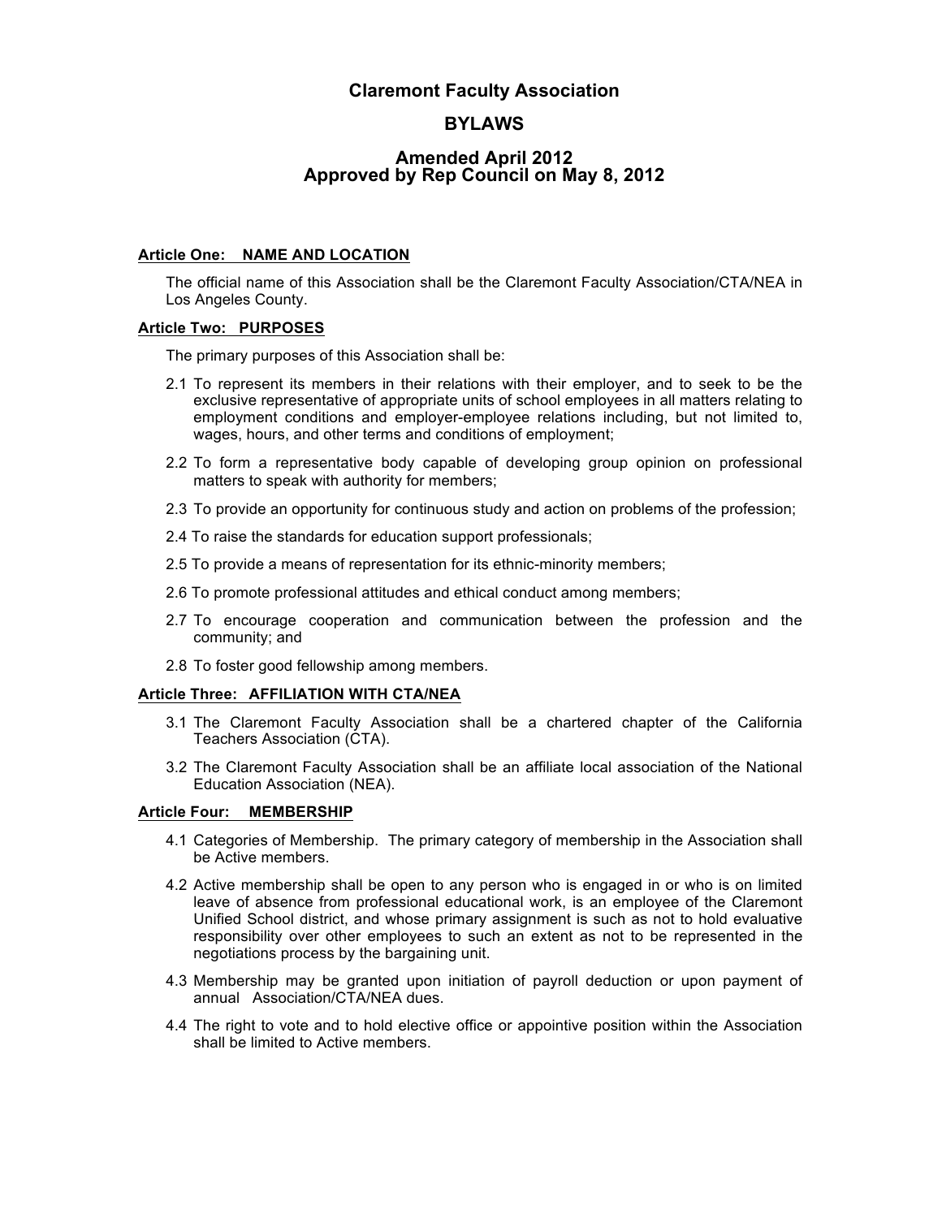# Claremont Faculty Association

## BYLAWS

## Amended April 2012
## Approved by Rep Council on May 8, 2012

**Article One: NAME AND LOCATION**

The official name of this Association shall be the Claremont Faculty Association/CTA/NEA in Los Angeles County.

**Article Two: PURPOSES**

The primary purposes of this Association shall be:

2.1 To represent its members in their relations with their employer, and to seek to be the exclusive representative of appropriate units of school employees in all matters relating to employment conditions and employer-employee relations including, but not limited to, wages, hours, and other terms and conditions of employment;

2.2 To form a representative body capable of developing group opinion on professional matters to speak with authority for members;

2.3 To provide an opportunity for continuous study and action on problems of the profession;

2.4 To raise the standards for education support professionals;

2.5 To provide a means of representation for its ethnic-minority members;

2.6 To promote professional attitudes and ethical conduct among members;

2.7 To encourage cooperation and communication between the profession and the community; and

2.8 To foster good fellowship among members.

**Article Three: AFFILIATION WITH CTA/NEA**

3.1 The Claremont Faculty Association shall be a chartered chapter of the California Teachers Association (CTA).

3.2 The Claremont Faculty Association shall be an affiliate local association of the National Education Association (NEA).

**Article Four: MEMBERSHIP**

4.1 Categories of Membership. The primary category of membership in the Association shall be Active members.

4.2 Active membership shall be open to any person who is engaged in or who is on limited leave of absence from professional educational work, is an employee of the Claremont Unified School district, and whose primary assignment is such as not to hold evaluative responsibility over other employees to such an extent as not to be represented in the negotiations process by the bargaining unit.

4.3 Membership may be granted upon initiation of payroll deduction or upon payment of annual Association/CTA/NEA dues.

4.4 The right to vote and to hold elective office or appointive position within the Association shall be limited to Active members.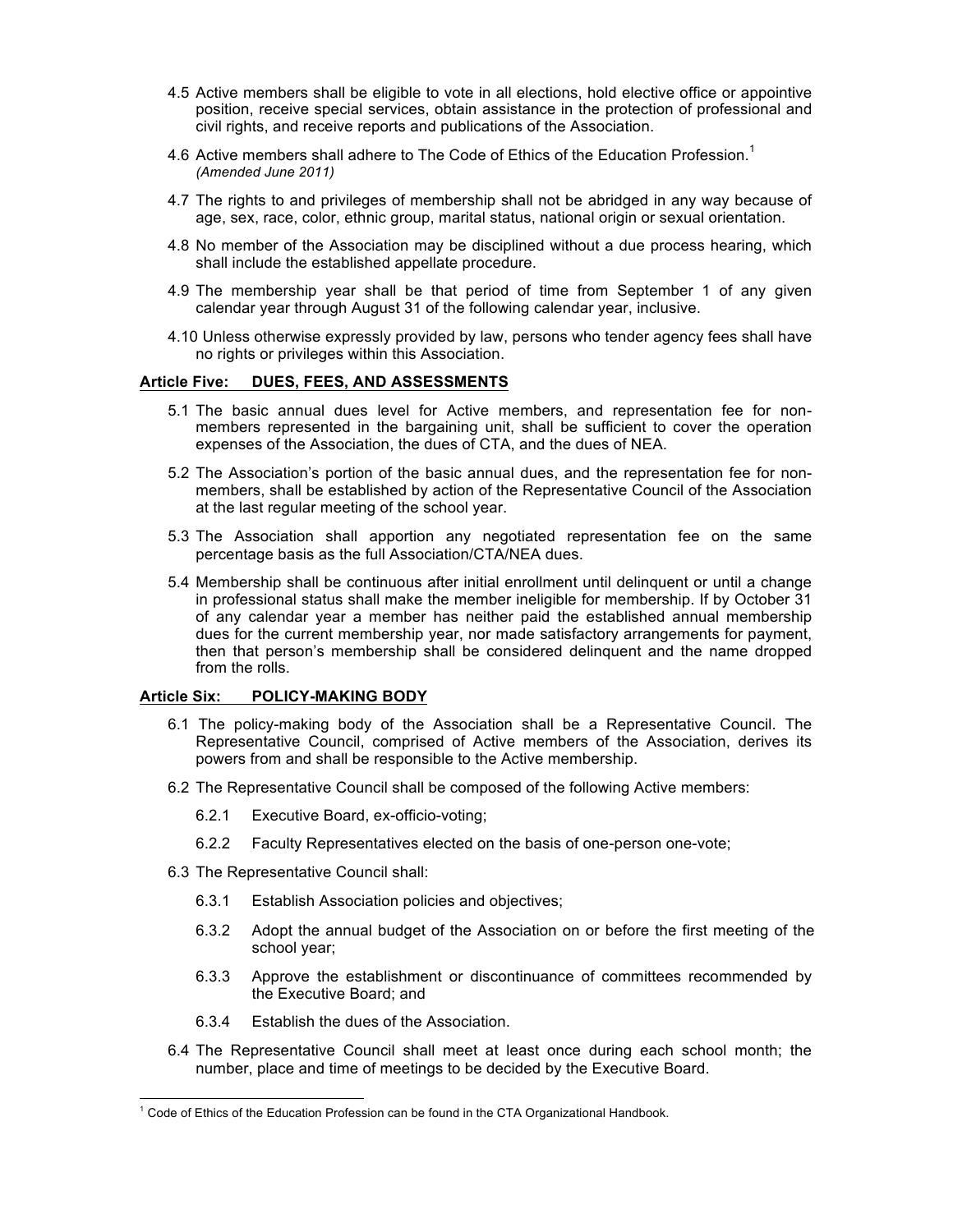4.5 Active members shall be eligible to vote in all elections, hold elective office or appointive position, receive special services, obtain assistance in the protection of professional and civil rights, and receive reports and publications of the Association.

4.6 Active members shall adhere to The Code of Ethics of the Education Profession.[1] *(Amended June 2011)*

4.7 The rights to and privileges of membership shall not be abridged in any way because of age, sex, race, color, ethnic group, marital status, national origin or sexual orientation.

4.8 No member of the Association may be disciplined without a due process hearing, which shall include the established appellate procedure.

4.9 The membership year shall be that period of time from September 1 of any given calendar year through August 31 of the following calendar year, inclusive.

4.10 Unless otherwise expressly provided by law, persons who tender agency fees shall have no rights or privileges within this Association.

## <u>Article Five: DUES, FEES, AND ASSESSMENTS</u>

5.1 The basic annual dues level for Active members, and representation fee for non-members represented in the bargaining unit, shall be sufficient to cover the operation expenses of the Association, the dues of CTA, and the dues of NEA.

5.2 The Association's portion of the basic annual dues, and the representation fee for non-members, shall be established by action of the Representative Council of the Association at the last regular meeting of the school year.

5.3 The Association shall apportion any negotiated representation fee on the same percentage basis as the full Association/CTA/NEA dues.

5.4 Membership shall be continuous after initial enrollment until delinquent or until a change in professional status shall make the member ineligible for membership. If by October 31 of any calendar year a member has neither paid the established annual membership dues for the current membership year, nor made satisfactory arrangements for payment, then that person's membership shall be considered delinquent and the name dropped from the rolls.

## <u>Article Six: POLICY-MAKING BODY</u>

6.1 The policy-making body of the Association shall be a Representative Council. The Representative Council, comprised of Active members of the Association, derives its powers from and shall be responsible to the Active membership.

6.2 The Representative Council shall be composed of the following Active members:

- 6.2.1 Executive Board, ex-officio-voting;
- 6.2.2 Faculty Representatives elected on the basis of one-person one-vote;

6.3 The Representative Council shall:

- 6.3.1 Establish Association policies and objectives;
- 6.3.2 Adopt the annual budget of the Association on or before the first meeting of the school year;
- 6.3.3 Approve the establishment or discontinuance of committees recommended by the Executive Board; and
- 6.3.4 Establish the dues of the Association.

6.4 The Representative Council shall meet at least once during each school month; the number, place and time of meetings to be decided by the Executive Board.

---

[1] Code of Ethics of the Education Profession can be found in the CTA Organizational Handbook.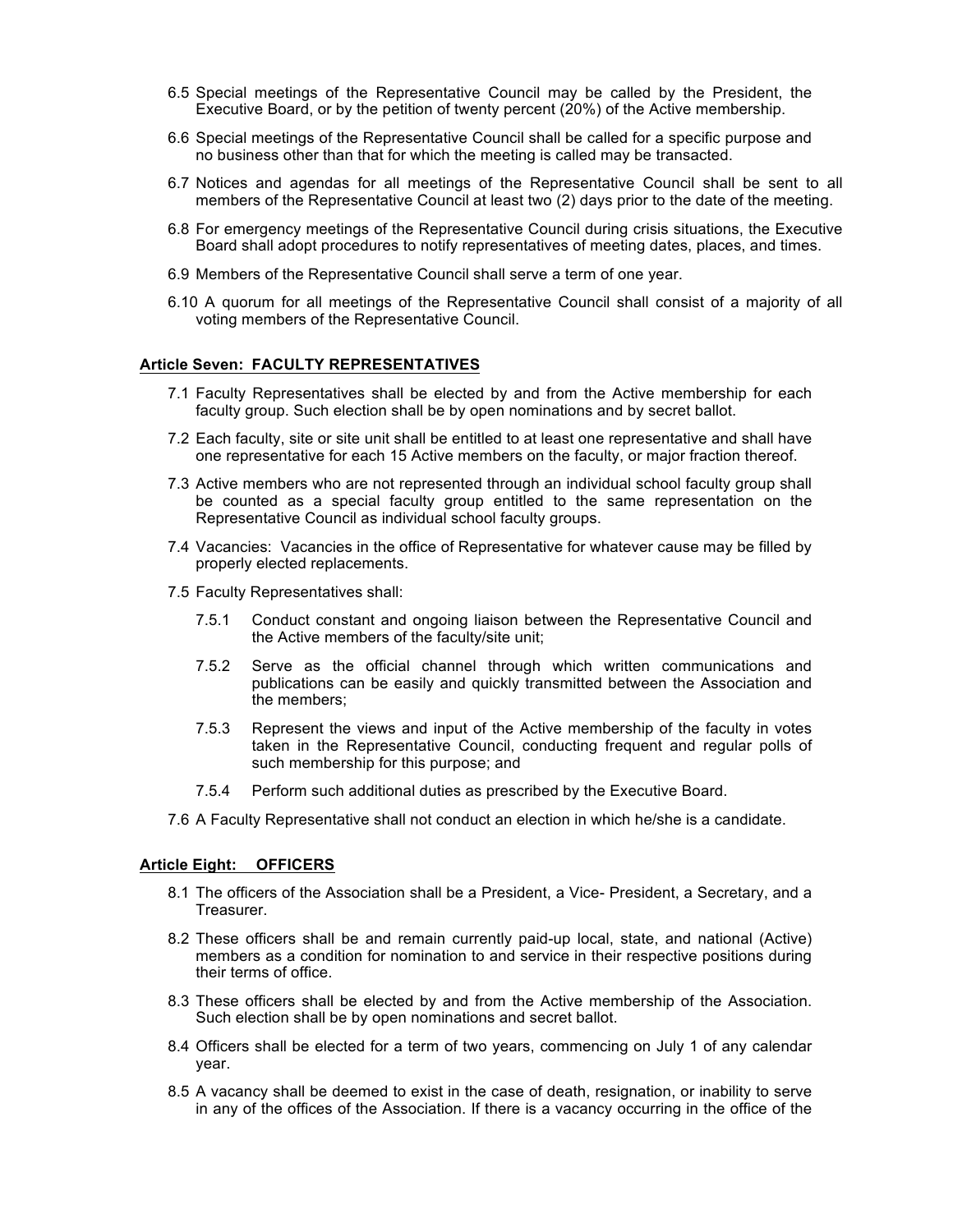6.5 Special meetings of the Representative Council may be called by the President, the Executive Board, or by the petition of twenty percent (20%) of the Active membership.

6.6 Special meetings of the Representative Council shall be called for a specific purpose and no business other than that for which the meeting is called may be transacted.

6.7 Notices and agendas for all meetings of the Representative Council shall be sent to all members of the Representative Council at least two (2) days prior to the date of the meeting.

6.8 For emergency meetings of the Representative Council during crisis situations, the Executive Board shall adopt procedures to notify representatives of meeting dates, places, and times.

6.9 Members of the Representative Council shall serve a term of one year.

6.10 A quorum for all meetings of the Representative Council shall consist of a majority of all voting members of the Representative Council.

## Article Seven: FACULTY REPRESENTATIVES

7.1 Faculty Representatives shall be elected by and from the Active membership for each faculty group. Such election shall be by open nominations and by secret ballot.

7.2 Each faculty, site or site unit shall be entitled to at least one representative and shall have one representative for each 15 Active members on the faculty, or major fraction thereof.

7.3 Active members who are not represented through an individual school faculty group shall be counted as a special faculty group entitled to the same representation on the Representative Council as individual school faculty groups.

7.4 Vacancies: Vacancies in the office of Representative for whatever cause may be filled by properly elected replacements.

7.5 Faculty Representatives shall:

- 7.5.1 Conduct constant and ongoing liaison between the Representative Council and the Active members of the faculty/site unit;
- 7.5.2 Serve as the official channel through which written communications and publications can be easily and quickly transmitted between the Association and the members;
- 7.5.3 Represent the views and input of the Active membership of the faculty in votes taken in the Representative Council, conducting frequent and regular polls of such membership for this purpose; and
- 7.5.4 Perform such additional duties as prescribed by the Executive Board.

7.6 A Faculty Representative shall not conduct an election in which he/she is a candidate.

## Article Eight: OFFICERS

8.1 The officers of the Association shall be a President, a Vice- President, a Secretary, and a Treasurer.

8.2 These officers shall be and remain currently paid-up local, state, and national (Active) members as a condition for nomination to and service in their respective positions during their terms of office.

8.3 These officers shall be elected by and from the Active membership of the Association. Such election shall be by open nominations and secret ballot.

8.4 Officers shall be elected for a term of two years, commencing on July 1 of any calendar year.

8.5 A vacancy shall be deemed to exist in the case of death, resignation, or inability to serve in any of the offices of the Association. If there is a vacancy occurring in the office of the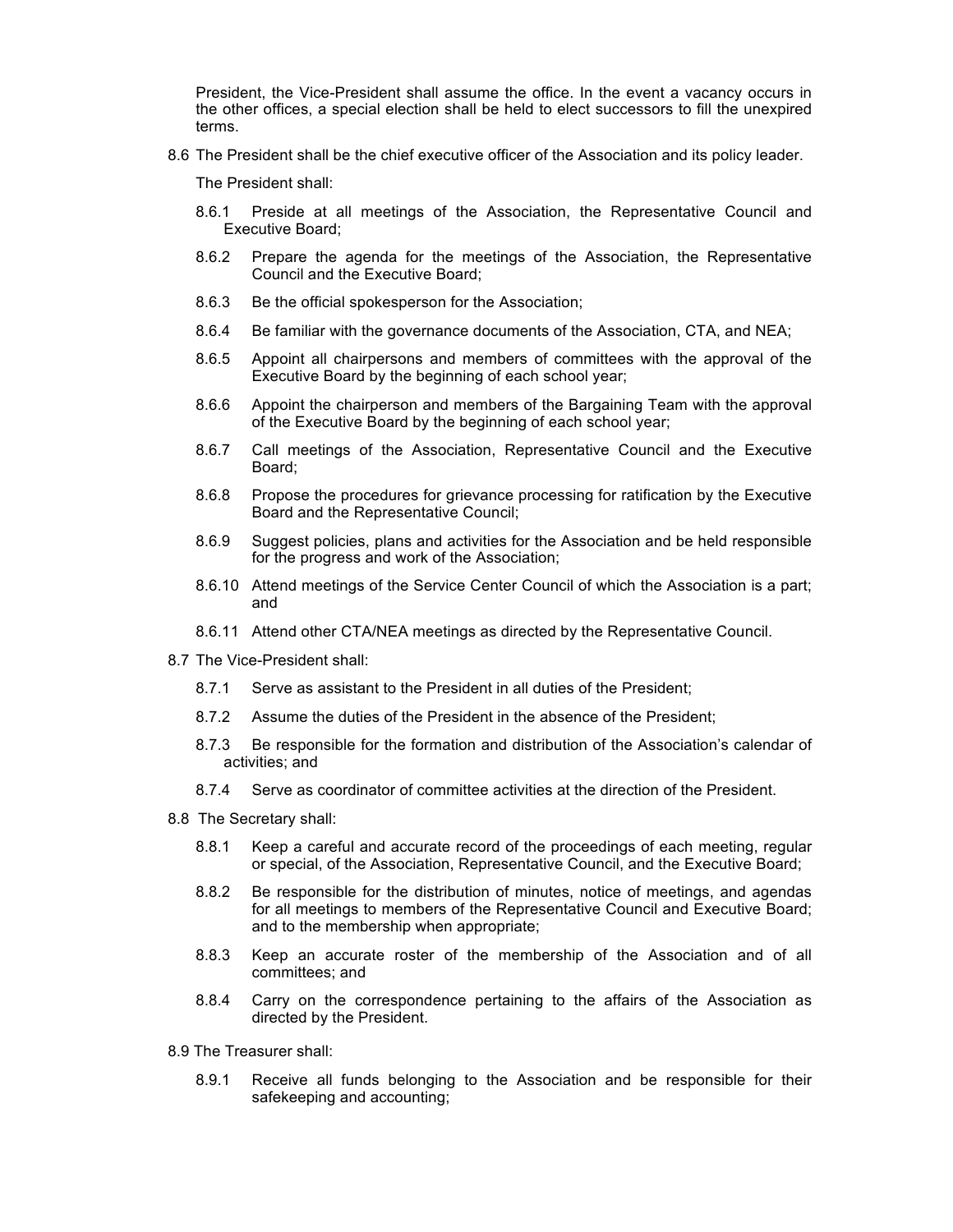President, the Vice-President shall assume the office. In the event a vacancy occurs in the other offices, a special election shall be held to elect successors to fill the unexpired terms.

8.6 The President shall be the chief executive officer of the Association and its policy leader.

The President shall:

8.6.1 Preside at all meetings of the Association, the Representative Council and Executive Board;

8.6.2 Prepare the agenda for the meetings of the Association, the Representative Council and the Executive Board;

8.6.3 Be the official spokesperson for the Association;

8.6.4 Be familiar with the governance documents of the Association, CTA, and NEA;

8.6.5 Appoint all chairpersons and members of committees with the approval of the Executive Board by the beginning of each school year;

8.6.6 Appoint the chairperson and members of the Bargaining Team with the approval of the Executive Board by the beginning of each school year;

8.6.7 Call meetings of the Association, Representative Council and the Executive Board;

8.6.8 Propose the procedures for grievance processing for ratification by the Executive Board and the Representative Council;

8.6.9 Suggest policies, plans and activities for the Association and be held responsible for the progress and work of the Association;

8.6.10 Attend meetings of the Service Center Council of which the Association is a part; and

8.6.11 Attend other CTA/NEA meetings as directed by the Representative Council.

8.7 The Vice-President shall:

8.7.1 Serve as assistant to the President in all duties of the President;

8.7.2 Assume the duties of the President in the absence of the President;

8.7.3 Be responsible for the formation and distribution of the Association's calendar of activities; and

8.7.4 Serve as coordinator of committee activities at the direction of the President.

8.8 The Secretary shall:

8.8.1 Keep a careful and accurate record of the proceedings of each meeting, regular or special, of the Association, Representative Council, and the Executive Board;

8.8.2 Be responsible for the distribution of minutes, notice of meetings, and agendas for all meetings to members of the Representative Council and Executive Board; and to the membership when appropriate;

8.8.3 Keep an accurate roster of the membership of the Association and of all committees; and

8.8.4 Carry on the correspondence pertaining to the affairs of the Association as directed by the President.

8.9 The Treasurer shall:

8.9.1 Receive all funds belonging to the Association and be responsible for their safekeeping and accounting;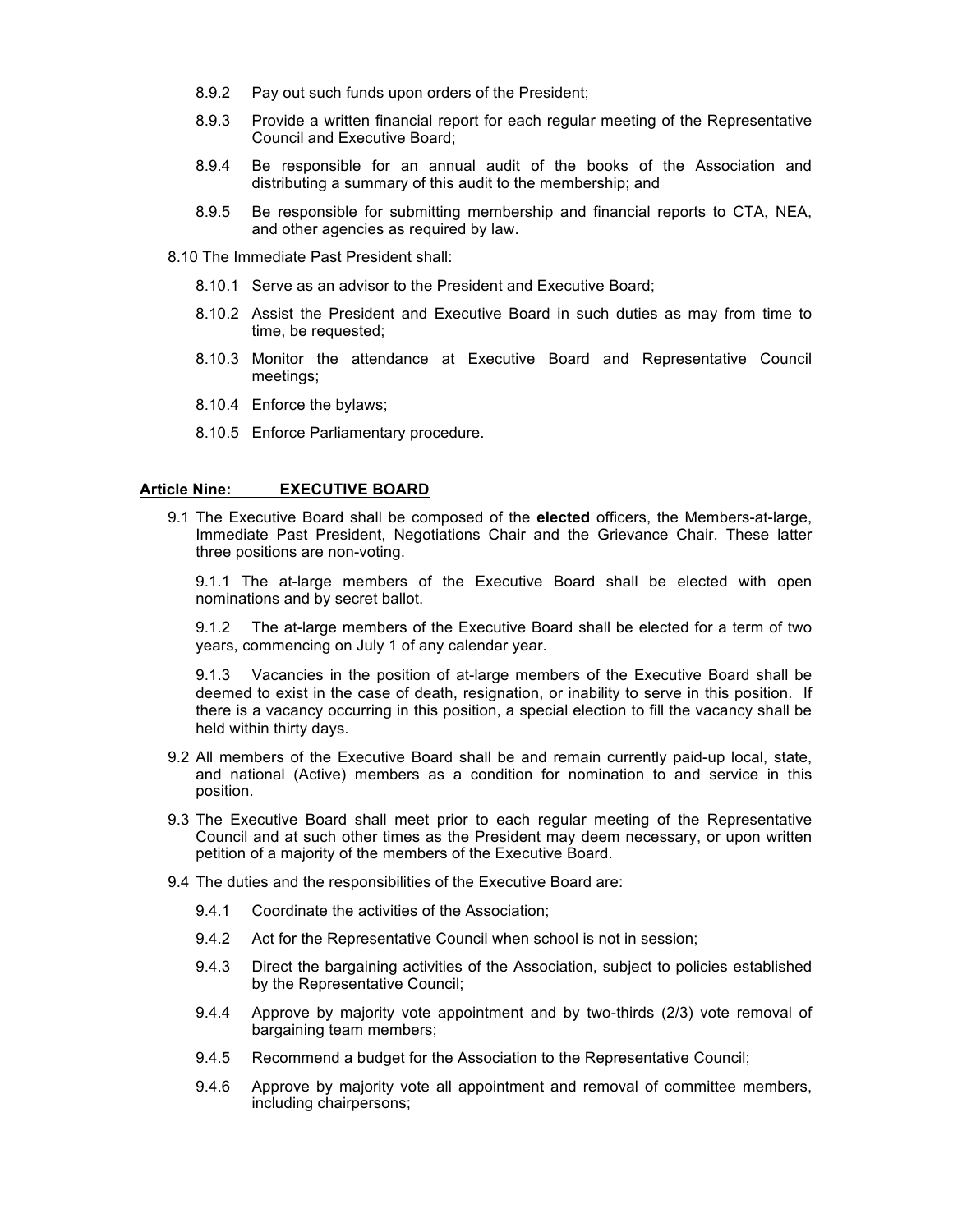8.9.2 Pay out such funds upon orders of the President;

8.9.3 Provide a written financial report for each regular meeting of the Representative Council and Executive Board;

8.9.4 Be responsible for an annual audit of the books of the Association and distributing a summary of this audit to the membership; and

8.9.5 Be responsible for submitting membership and financial reports to CTA, NEA, and other agencies as required by law.

8.10 The Immediate Past President shall:

8.10.1 Serve as an advisor to the President and Executive Board;

8.10.2 Assist the President and Executive Board in such duties as may from time to time, be requested;

8.10.3 Monitor the attendance at Executive Board and Representative Council meetings;

8.10.4 Enforce the bylaws;

8.10.5 Enforce Parliamentary procedure.

## Article Nine: EXECUTIVE BOARD

9.1 The Executive Board shall be composed of the **elected** officers, the Members-at-large, Immediate Past President, Negotiations Chair and the Grievance Chair. These latter three positions are non-voting.

9.1.1 The at-large members of the Executive Board shall be elected with open nominations and by secret ballot.

9.1.2 The at-large members of the Executive Board shall be elected for a term of two years, commencing on July 1 of any calendar year.

9.1.3 Vacancies in the position of at-large members of the Executive Board shall be deemed to exist in the case of death, resignation, or inability to serve in this position. If there is a vacancy occurring in this position, a special election to fill the vacancy shall be held within thirty days.

9.2 All members of the Executive Board shall be and remain currently paid-up local, state, and national (Active) members as a condition for nomination to and service in this position.

9.3 The Executive Board shall meet prior to each regular meeting of the Representative Council and at such other times as the President may deem necessary, or upon written petition of a majority of the members of the Executive Board.

9.4 The duties and the responsibilities of the Executive Board are:

9.4.1 Coordinate the activities of the Association;

9.4.2 Act for the Representative Council when school is not in session;

9.4.3 Direct the bargaining activities of the Association, subject to policies established by the Representative Council;

9.4.4 Approve by majority vote appointment and by two-thirds (2/3) vote removal of bargaining team members;

9.4.5 Recommend a budget for the Association to the Representative Council;

9.4.6 Approve by majority vote all appointment and removal of committee members, including chairpersons;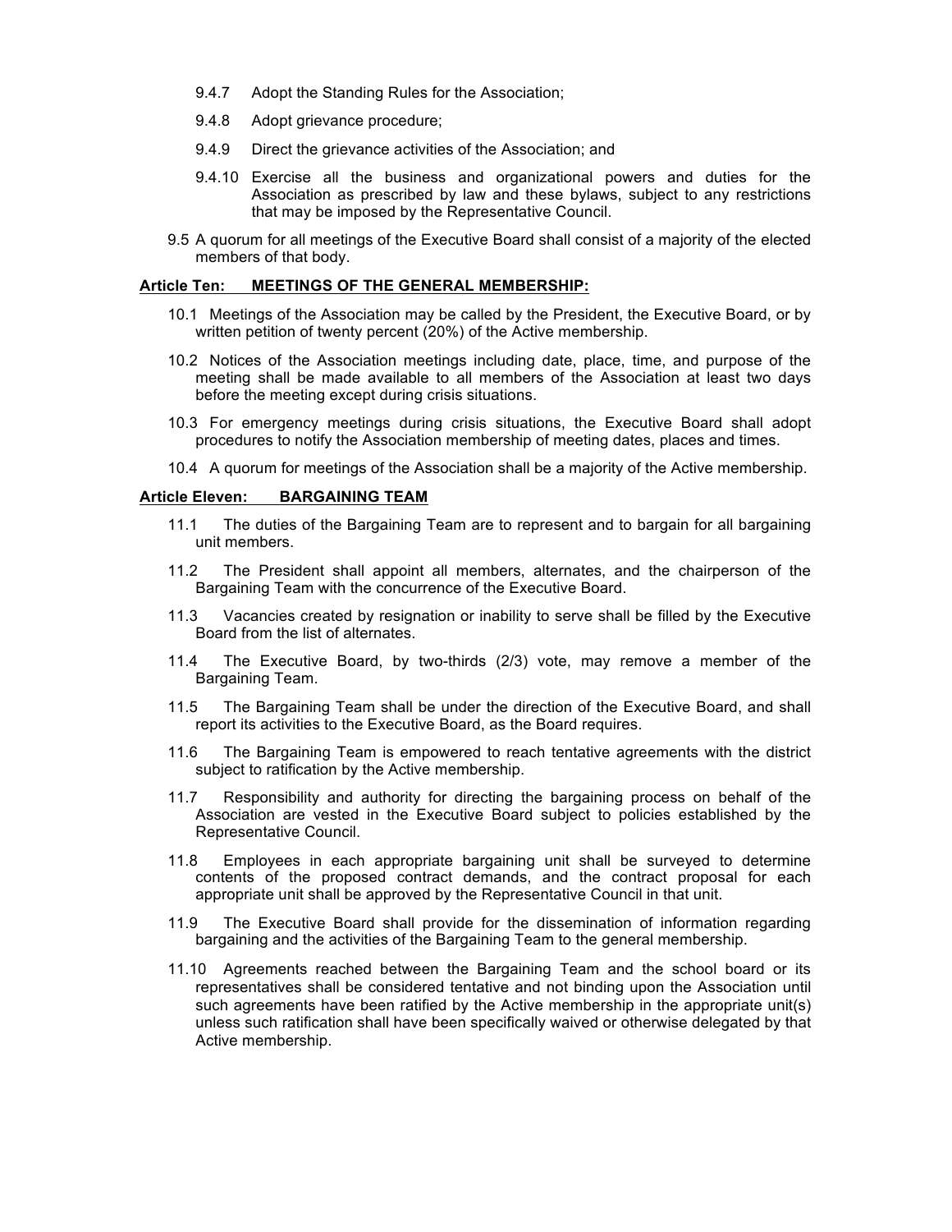9.4.7 Adopt the Standing Rules for the Association;

9.4.8 Adopt grievance procedure;

9.4.9 Direct the grievance activities of the Association; and

9.4.10 Exercise all the business and organizational powers and duties for the Association as prescribed by law and these bylaws, subject to any restrictions that may be imposed by the Representative Council.

9.5 A quorum for all meetings of the Executive Board shall consist of a majority of the elected members of that body.

**Article Ten: MEETINGS OF THE GENERAL MEMBERSHIP:**

10.1 Meetings of the Association may be called by the President, the Executive Board, or by written petition of twenty percent (20%) of the Active membership.

10.2 Notices of the Association meetings including date, place, time, and purpose of the meeting shall be made available to all members of the Association at least two days before the meeting except during crisis situations.

10.3 For emergency meetings during crisis situations, the Executive Board shall adopt procedures to notify the Association membership of meeting dates, places and times.

10.4 A quorum for meetings of the Association shall be a majority of the Active membership.

**Article Eleven: BARGAINING TEAM**

11.1 The duties of the Bargaining Team are to represent and to bargain for all bargaining unit members.

11.2 The President shall appoint all members, alternates, and the chairperson of the Bargaining Team with the concurrence of the Executive Board.

11.3 Vacancies created by resignation or inability to serve shall be filled by the Executive Board from the list of alternates.

11.4 The Executive Board, by two-thirds (2/3) vote, may remove a member of the Bargaining Team.

11.5 The Bargaining Team shall be under the direction of the Executive Board, and shall report its activities to the Executive Board, as the Board requires.

11.6 The Bargaining Team is empowered to reach tentative agreements with the district subject to ratification by the Active membership.

11.7 Responsibility and authority for directing the bargaining process on behalf of the Association are vested in the Executive Board subject to policies established by the Representative Council.

11.8 Employees in each appropriate bargaining unit shall be surveyed to determine contents of the proposed contract demands, and the contract proposal for each appropriate unit shall be approved by the Representative Council in that unit.

11.9 The Executive Board shall provide for the dissemination of information regarding bargaining and the activities of the Bargaining Team to the general membership.

11.10 Agreements reached between the Bargaining Team and the school board or its representatives shall be considered tentative and not binding upon the Association until such agreements have been ratified by the Active membership in the appropriate unit(s) unless such ratification shall have been specifically waived or otherwise delegated by that Active membership.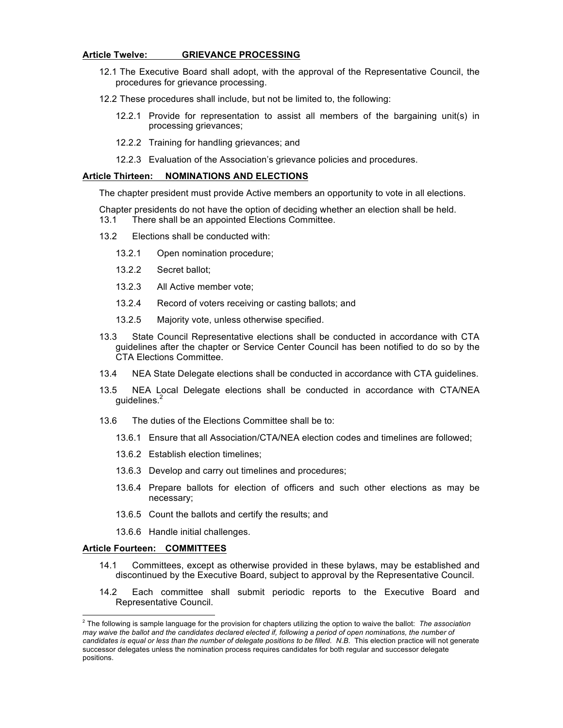**Article Twelve: GRIEVANCE PROCESSING**

12.1 The Executive Board shall adopt, with the approval of the Representative Council, the procedures for grievance processing.

12.2 These procedures shall include, but not be limited to, the following:

12.2.1 Provide for representation to assist all members of the bargaining unit(s) in processing grievances;

12.2.2 Training for handling grievances; and

12.2.3 Evaluation of the Association's grievance policies and procedures.

**Article Thirteen: NOMINATIONS AND ELECTIONS**

The chapter president must provide Active members an opportunity to vote in all elections.

Chapter presidents do not have the option of deciding whether an election shall be held.

13.1 There shall be an appointed Elections Committee.

13.2 Elections shall be conducted with:

13.2.1 Open nomination procedure;

13.2.2 Secret ballot;

13.2.3 All Active member vote;

13.2.4 Record of voters receiving or casting ballots; and

13.2.5 Majority vote, unless otherwise specified.

13.3 State Council Representative elections shall be conducted in accordance with CTA guidelines after the chapter or Service Center Council has been notified to do so by the CTA Elections Committee.

13.4 NEA State Delegate elections shall be conducted in accordance with CTA guidelines.

13.5 NEA Local Delegate elections shall be conducted in accordance with CTA/NEA guidelines.[2]

13.6 The duties of the Elections Committee shall be to:

13.6.1 Ensure that all Association/CTA/NEA election codes and timelines are followed;

13.6.2 Establish election timelines;

13.6.3 Develop and carry out timelines and procedures;

13.6.4 Prepare ballots for election of officers and such other elections as may be necessary;

13.6.5 Count the ballots and certify the results; and

13.6.6 Handle initial challenges.

**Article Fourteen: COMMITTEES**

14.1 Committees, except as otherwise provided in these bylaws, may be established and discontinued by the Executive Board, subject to approval by the Representative Council.

14.2 Each committee shall submit periodic reports to the Executive Board and Representative Council.

---

[2] The following is sample language for the provision for chapters utilizing the option to waive the ballot: *The association may waive the ballot and the candidates declared elected if, following a period of open nominations, the number of candidates is equal or less than the number of delegate positions to be filled. N.B.* This election practice will not generate successor delegates unless the nomination process requires candidates for both regular and successor delegate positions.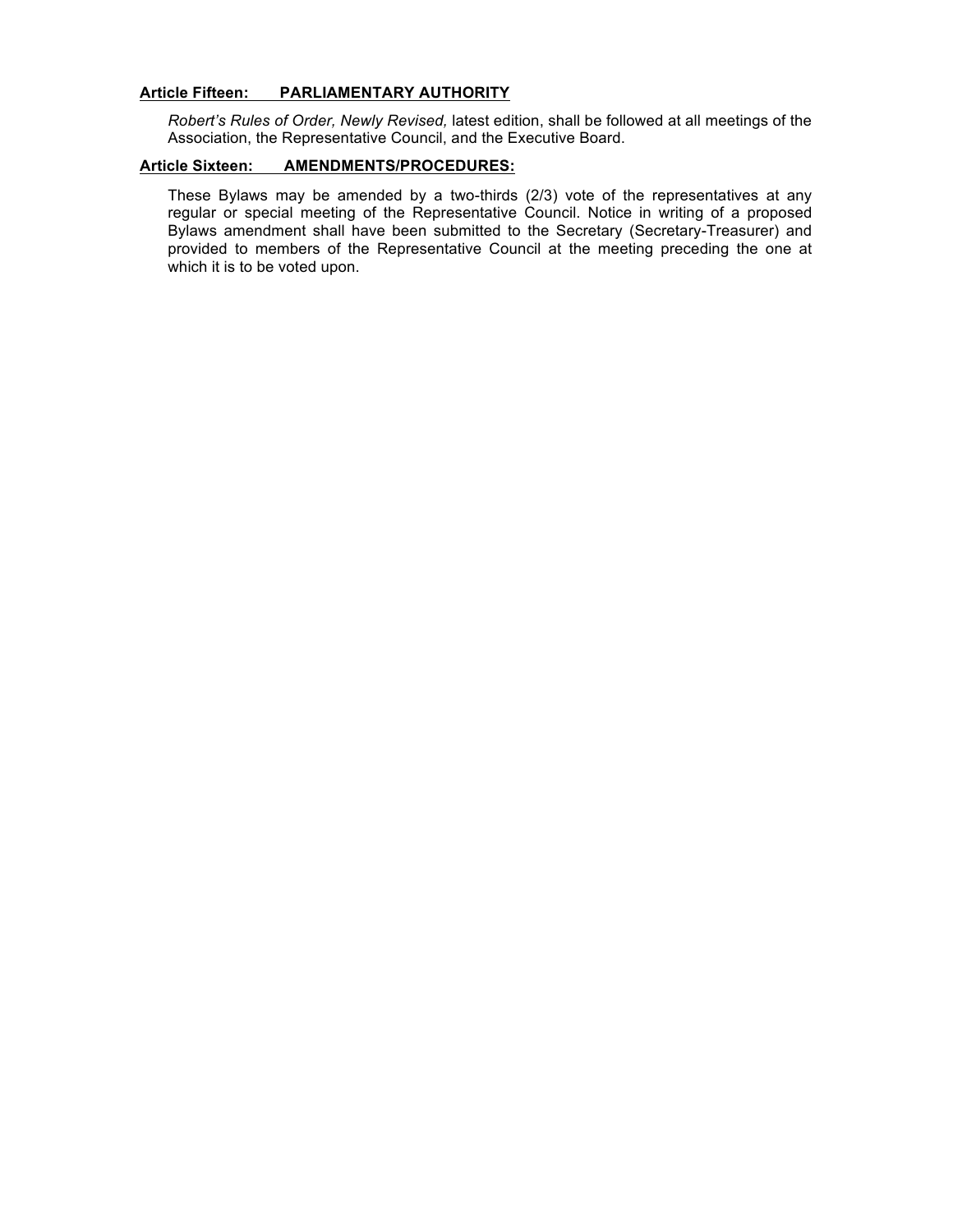## Article Fifteen: PARLIAMENTARY AUTHORITY

*Robert's Rules of Order, Newly Revised,* latest edition, shall be followed at all meetings of the Association, the Representative Council, and the Executive Board.

## Article Sixteen: AMENDMENTS/PROCEDURES:

These Bylaws may be amended by a two-thirds (2/3) vote of the representatives at any regular or special meeting of the Representative Council. Notice in writing of a proposed Bylaws amendment shall have been submitted to the Secretary (Secretary-Treasurer) and provided to members of the Representative Council at the meeting preceding the one at which it is to be voted upon.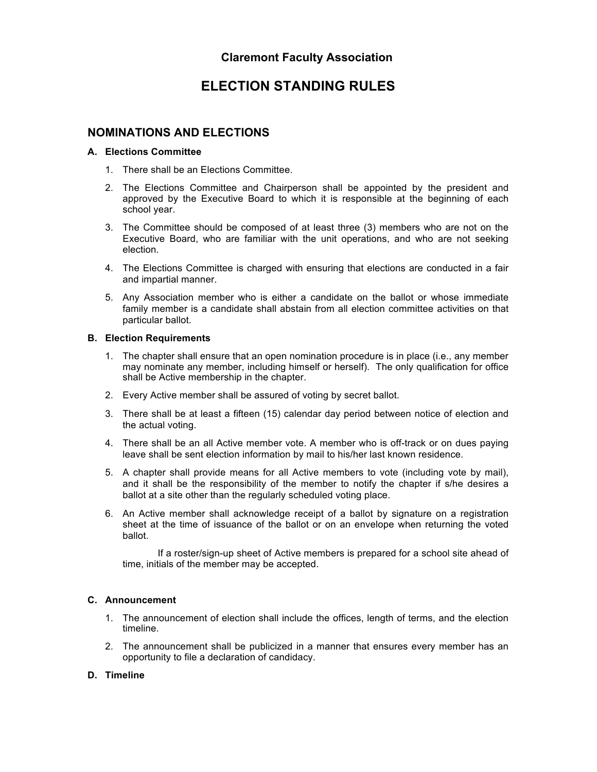# Claremont Faculty Association

# ELECTION STANDING RULES

## NOMINATIONS AND ELECTIONS

### A. Elections Committee

1. There shall be an Elections Committee.
2. The Elections Committee and Chairperson shall be appointed by the president and approved by the Executive Board to which it is responsible at the beginning of each school year.
3. The Committee should be composed of at least three (3) members who are not on the Executive Board, who are familiar with the unit operations, and who are not seeking election.
4. The Elections Committee is charged with ensuring that elections are conducted in a fair and impartial manner.
5. Any Association member who is either a candidate on the ballot or whose immediate family member is a candidate shall abstain from all election committee activities on that particular ballot.

### B. Election Requirements

1. The chapter shall ensure that an open nomination procedure is in place (i.e., any member may nominate any member, including himself or herself). The only qualification for office shall be Active membership in the chapter.
2. Every Active member shall be assured of voting by secret ballot.
3. There shall be at least a fifteen (15) calendar day period between notice of election and the actual voting.
4. There shall be an all Active member vote. A member who is off-track or on dues paying leave shall be sent election information by mail to his/her last known residence.
5. A chapter shall provide means for all Active members to vote (including vote by mail), and it shall be the responsibility of the member to notify the chapter if s/he desires a ballot at a site other than the regularly scheduled voting place.
6. An Active member shall acknowledge receipt of a ballot by signature on a registration sheet at the time of issuance of the ballot or on an envelope when returning the voted ballot.

   If a roster/sign-up sheet of Active members is prepared for a school site ahead of time, initials of the member may be accepted.

### C. Announcement

1. The announcement of election shall include the offices, length of terms, and the election timeline.
2. The announcement shall be publicized in a manner that ensures every member has an opportunity to file a declaration of candidacy.

### D. Timeline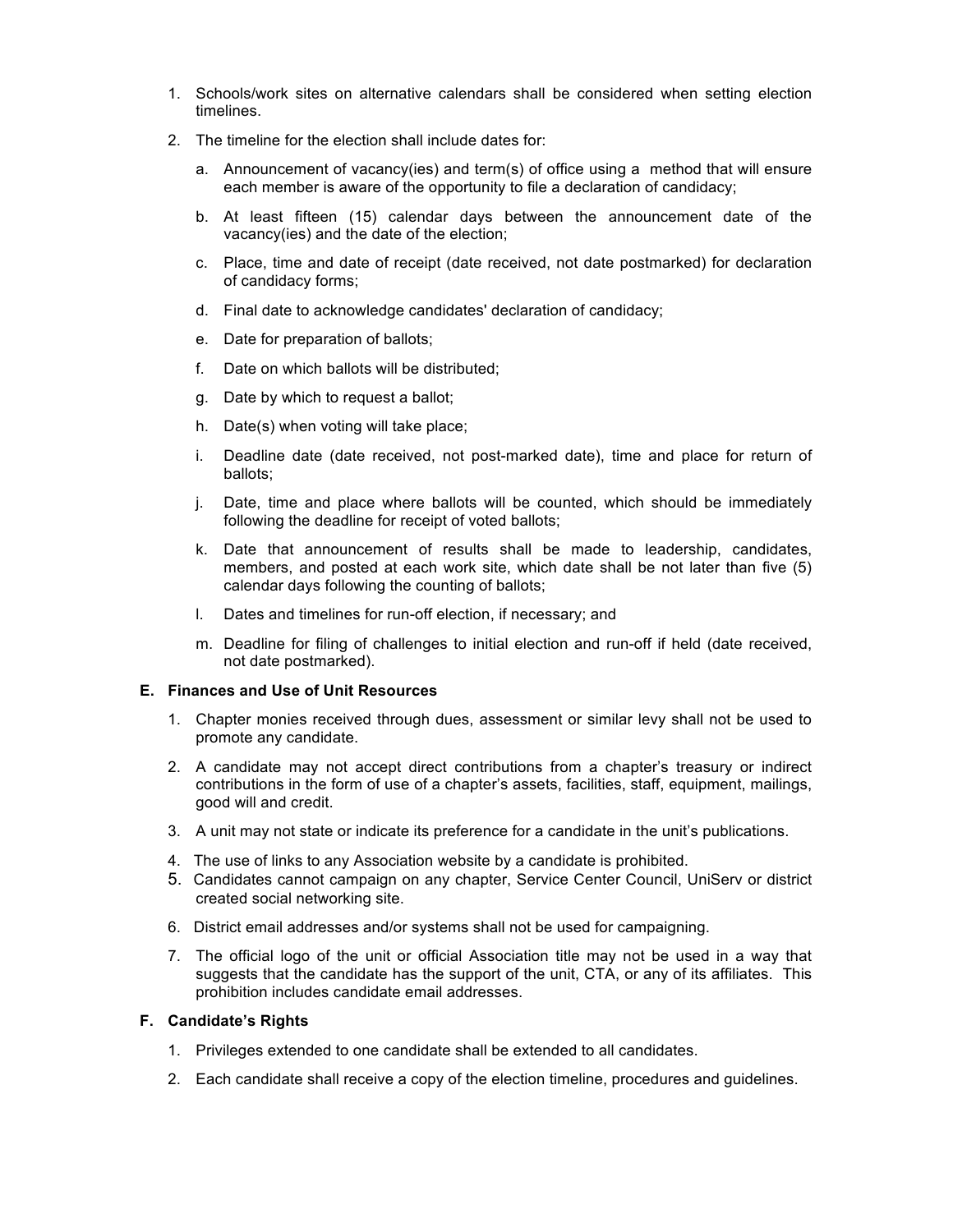1. Schools/work sites on alternative calendars shall be considered when setting election timelines.

2. The timeline for the election shall include dates for:

   a. Announcement of vacancy(ies) and term(s) of office using a method that will ensure each member is aware of the opportunity to file a declaration of candidacy;

   b. At least fifteen (15) calendar days between the announcement date of the vacancy(ies) and the date of the election;

   c. Place, time and date of receipt (date received, not date postmarked) for declaration of candidacy forms;

   d. Final date to acknowledge candidates' declaration of candidacy;

   e. Date for preparation of ballots;

   f. Date on which ballots will be distributed;

   g. Date by which to request a ballot;

   h. Date(s) when voting will take place;

   i. Deadline date (date received, not post-marked date), time and place for return of ballots;

   j. Date, time and place where ballots will be counted, which should be immediately following the deadline for receipt of voted ballots;

   k. Date that announcement of results shall be made to leadership, candidates, members, and posted at each work site, which date shall be not later than five (5) calendar days following the counting of ballots;

   l. Dates and timelines for run-off election, if necessary; and

   m. Deadline for filing of challenges to initial election and run-off if held (date received, not date postmarked).

**E. Finances and Use of Unit Resources**

1. Chapter monies received through dues, assessment or similar levy shall not be used to promote any candidate.

2. A candidate may not accept direct contributions from a chapter's treasury or indirect contributions in the form of use of a chapter's assets, facilities, staff, equipment, mailings, good will and credit.

3. A unit may not state or indicate its preference for a candidate in the unit's publications.

4. The use of links to any Association website by a candidate is prohibited.

5. Candidates cannot campaign on any chapter, Service Center Council, UniServ or district created social networking site.

6. District email addresses and/or systems shall not be used for campaigning.

7. The official logo of the unit or official Association title may not be used in a way that suggests that the candidate has the support of the unit, CTA, or any of its affiliates. This prohibition includes candidate email addresses.

**F. Candidate's Rights**

1. Privileges extended to one candidate shall be extended to all candidates.

2. Each candidate shall receive a copy of the election timeline, procedures and guidelines.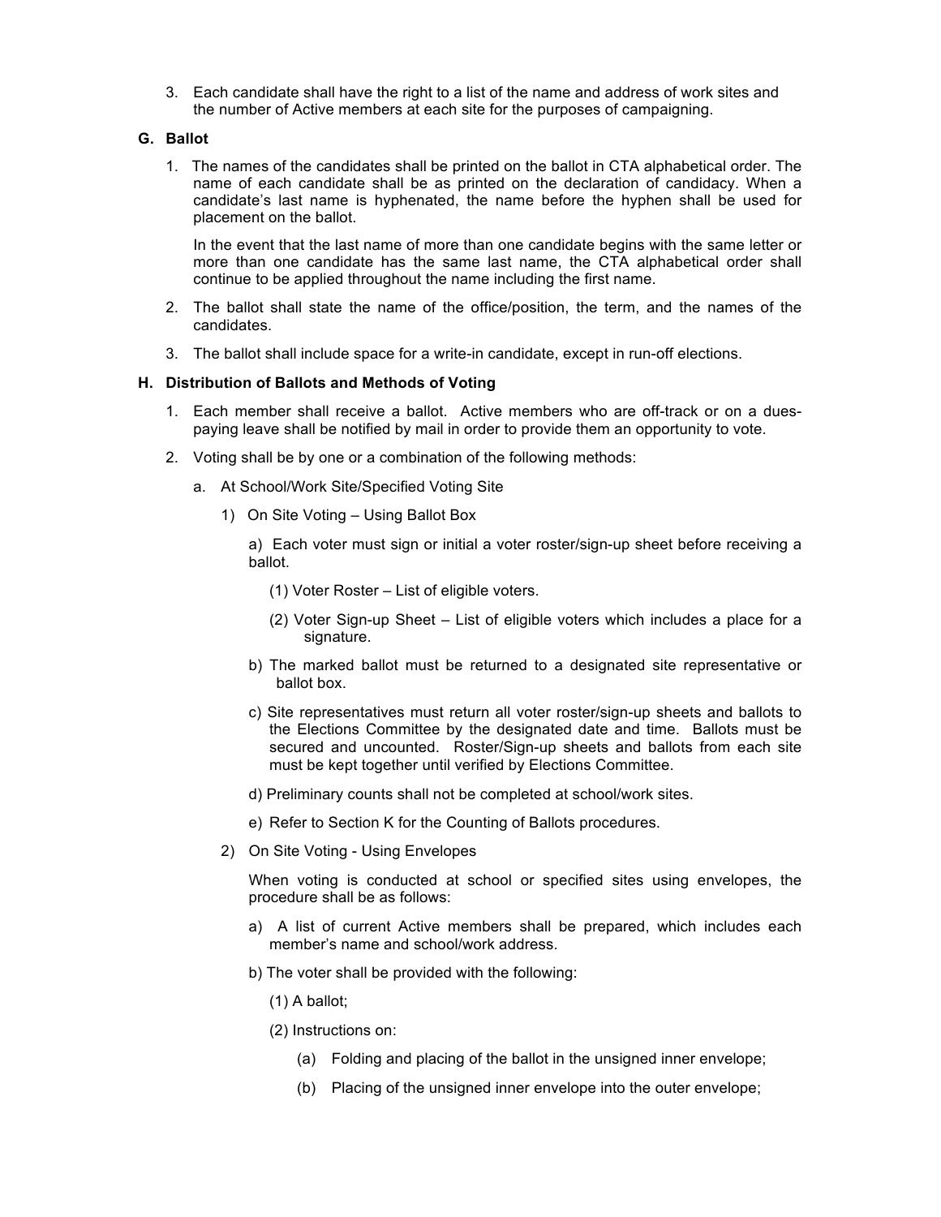3. Each candidate shall have the right to a list of the name and address of work sites and the number of Active members at each site for the purposes of campaigning.

**G. Ballot**

1. The names of the candidates shall be printed on the ballot in CTA alphabetical order. The name of each candidate shall be as printed on the declaration of candidacy. When a candidate's last name is hyphenated, the name before the hyphen shall be used for placement on the ballot.

   In the event that the last name of more than one candidate begins with the same letter or more than one candidate has the same last name, the CTA alphabetical order shall continue to be applied throughout the name including the first name.

2. The ballot shall state the name of the office/position, the term, and the names of the candidates.

3. The ballot shall include space for a write-in candidate, except in run-off elections.

**H. Distribution of Ballots and Methods of Voting**

1. Each member shall receive a ballot. Active members who are off-track or on a dues-paying leave shall be notified by mail in order to provide them an opportunity to vote.

2. Voting shall be by one or a combination of the following methods:

   a. At School/Work Site/Specified Voting Site

      1) On Site Voting – Using Ballot Box

         a) Each voter must sign or initial a voter roster/sign-up sheet before receiving a ballot.

            (1) Voter Roster – List of eligible voters.

            (2) Voter Sign-up Sheet – List of eligible voters which includes a place for a signature.

         b) The marked ballot must be returned to a designated site representative or ballot box.

         c) Site representatives must return all voter roster/sign-up sheets and ballots to the Elections Committee by the designated date and time. Ballots must be secured and uncounted. Roster/Sign-up sheets and ballots from each site must be kept together until verified by Elections Committee.

         d) Preliminary counts shall not be completed at school/work sites.

         e) Refer to Section K for the Counting of Ballots procedures.

      2) On Site Voting - Using Envelopes

         When voting is conducted at school or specified sites using envelopes, the procedure shall be as follows:

         a) A list of current Active members shall be prepared, which includes each member's name and school/work address.

         b) The voter shall be provided with the following:

            (1) A ballot;

            (2) Instructions on:

               (a) Folding and placing of the ballot in the unsigned inner envelope;

               (b) Placing of the unsigned inner envelope into the outer envelope;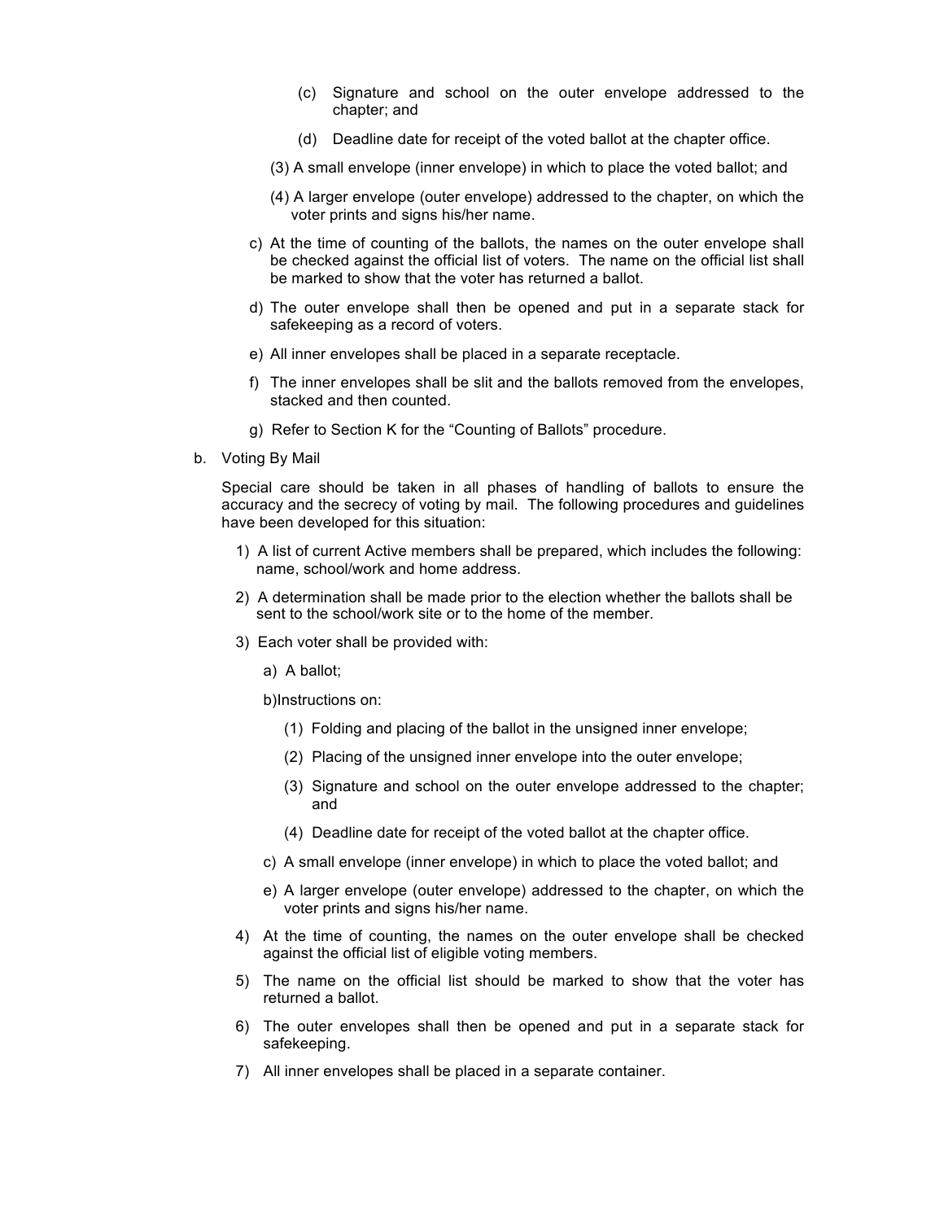(c) Signature and school on the outer envelope addressed to the chapter; and

(d) Deadline date for receipt of the voted ballot at the chapter office.

(3) A small envelope (inner envelope) in which to place the voted ballot; and

(4) A larger envelope (outer envelope) addressed to the chapter, on which the voter prints and signs his/her name.

c) At the time of counting of the ballots, the names on the outer envelope shall be checked against the official list of voters. The name on the official list shall be marked to show that the voter has returned a ballot.

d) The outer envelope shall then be opened and put in a separate stack for safekeeping as a record of voters.

e) All inner envelopes shall be placed in a separate receptacle.

f) The inner envelopes shall be slit and the ballots removed from the envelopes, stacked and then counted.

g) Refer to Section K for the "Counting of Ballots" procedure.

b. Voting By Mail

Special care should be taken in all phases of handling of ballots to ensure the accuracy and the secrecy of voting by mail. The following procedures and guidelines have been developed for this situation:

1) A list of current Active members shall be prepared, which includes the following: name, school/work and home address.

2) A determination shall be made prior to the election whether the ballots shall be sent to the school/work site or to the home of the member.

3) Each voter shall be provided with:

a) A ballot;

b)Instructions on:

(1) Folding and placing of the ballot in the unsigned inner envelope;

(2) Placing of the unsigned inner envelope into the outer envelope;

(3) Signature and school on the outer envelope addressed to the chapter; and

(4) Deadline date for receipt of the voted ballot at the chapter office.

c) A small envelope (inner envelope) in which to place the voted ballot; and

e) A larger envelope (outer envelope) addressed to the chapter, on which the voter prints and signs his/her name.

4) At the time of counting, the names on the outer envelope shall be checked against the official list of eligible voting members.

5) The name on the official list should be marked to show that the voter has returned a ballot.

6) The outer envelopes shall then be opened and put in a separate stack for safekeeping.

7) All inner envelopes shall be placed in a separate container.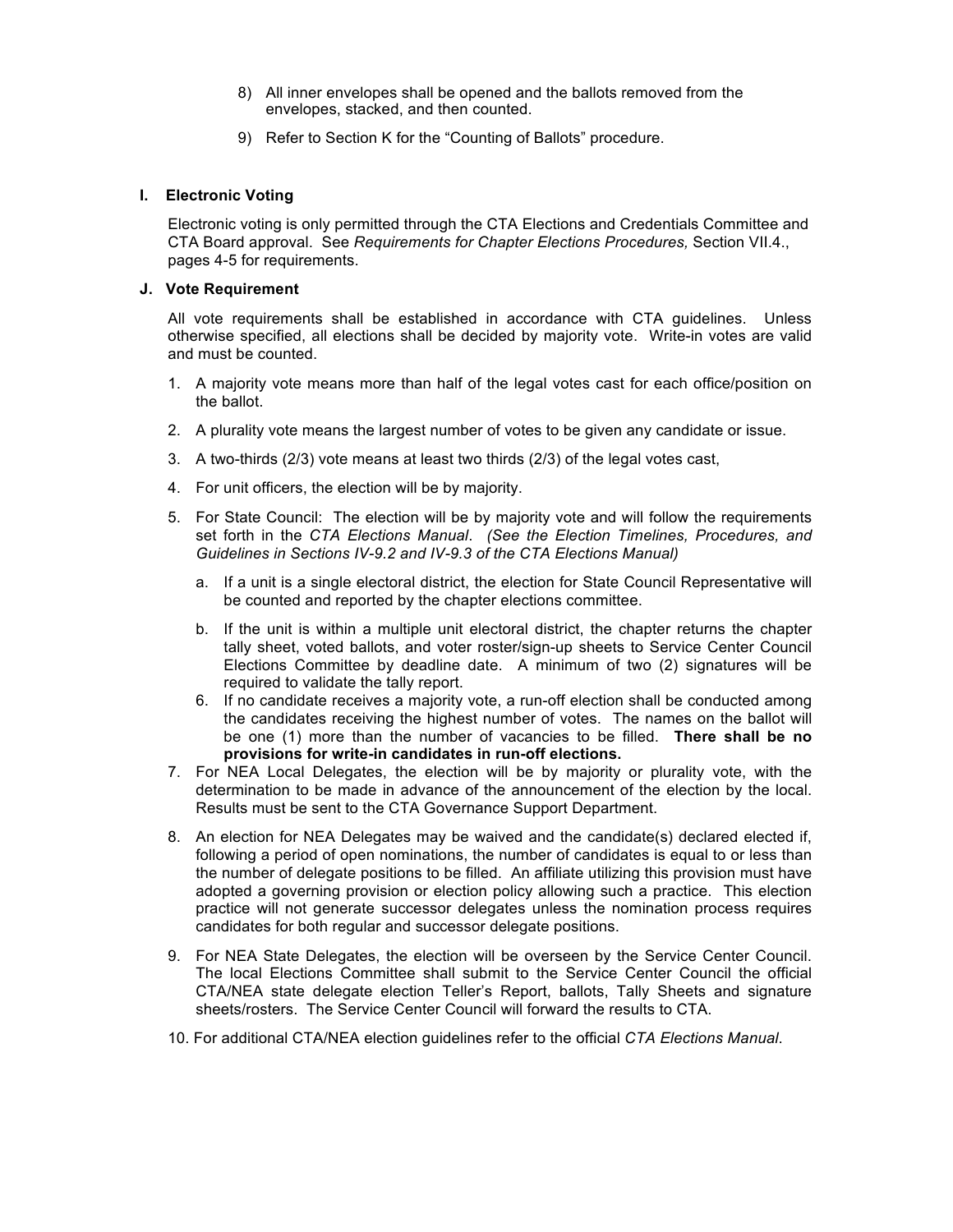8) All inner envelopes shall be opened and the ballots removed from the envelopes, stacked, and then counted.

9) Refer to Section K for the "Counting of Ballots" procedure.

### I. Electronic Voting

Electronic voting is only permitted through the CTA Elections and Credentials Committee and CTA Board approval. See *Requirements for Chapter Elections Procedures,* Section VII.4., pages 4-5 for requirements.

### J. Vote Requirement

All vote requirements shall be established in accordance with CTA guidelines. Unless otherwise specified, all elections shall be decided by majority vote. Write-in votes are valid and must be counted.

1. A majority vote means more than half of the legal votes cast for each office/position on the ballot.
2. A plurality vote means the largest number of votes to be given any candidate or issue.
3. A two-thirds (2/3) vote means at least two thirds (2/3) of the legal votes cast,
4. For unit officers, the election will be by majority.
5. For State Council: The election will be by majority vote and will follow the requirements set forth in the *CTA Elections Manual*. *(See the Election Timelines, Procedures, and Guidelines in Sections IV-9.2 and IV-9.3 of the CTA Elections Manual)*
   a. If a unit is a single electoral district, the election for State Council Representative will be counted and reported by the chapter elections committee.
   b. If the unit is within a multiple unit electoral district, the chapter returns the chapter tally sheet, voted ballots, and voter roster/sign-up sheets to Service Center Council Elections Committee by deadline date. A minimum of two (2) signatures will be required to validate the tally report.
6. If no candidate receives a majority vote, a run-off election shall be conducted among the candidates receiving the highest number of votes. The names on the ballot will be one (1) more than the number of vacancies to be filled. **There shall be no provisions for write-in candidates in run-off elections.**
7. For NEA Local Delegates, the election will be by majority or plurality vote, with the determination to be made in advance of the announcement of the election by the local. Results must be sent to the CTA Governance Support Department.
8. An election for NEA Delegates may be waived and the candidate(s) declared elected if, following a period of open nominations, the number of candidates is equal to or less than the number of delegate positions to be filled. An affiliate utilizing this provision must have adopted a governing provision or election policy allowing such a practice. This election practice will not generate successor delegates unless the nomination process requires candidates for both regular and successor delegate positions.
9. For NEA State Delegates, the election will be overseen by the Service Center Council. The local Elections Committee shall submit to the Service Center Council the official CTA/NEA state delegate election Teller's Report, ballots, Tally Sheets and signature sheets/rosters. The Service Center Council will forward the results to CTA.
10. For additional CTA/NEA election guidelines refer to the official *CTA Elections Manual*.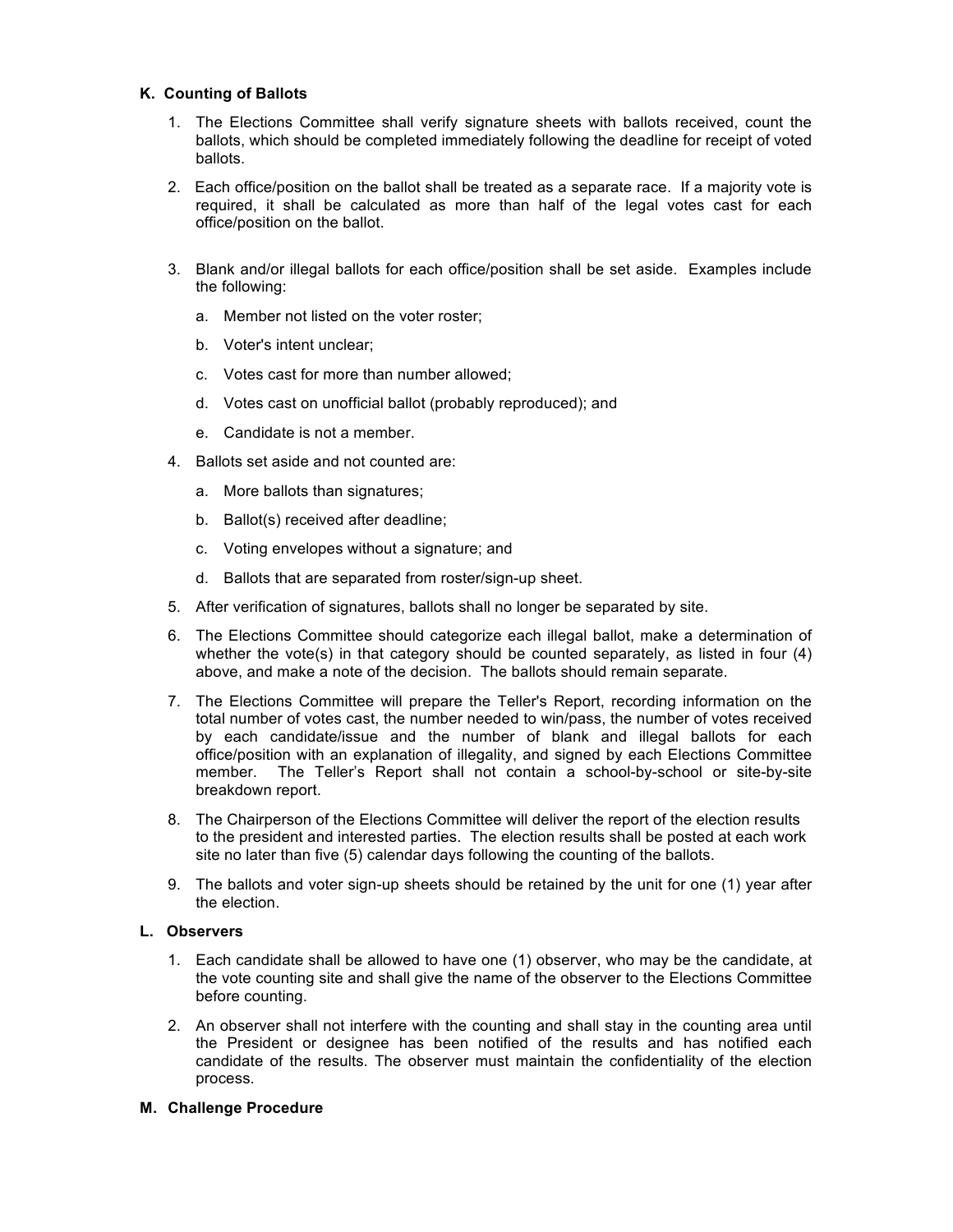### K. Counting of Ballots

1. The Elections Committee shall verify signature sheets with ballots received, count the ballots, which should be completed immediately following the deadline for receipt of voted ballots.

2. Each office/position on the ballot shall be treated as a separate race. If a majority vote is required, it shall be calculated as more than half of the legal votes cast for each office/position on the ballot.

3. Blank and/or illegal ballots for each office/position shall be set aside. Examples include the following:

   a. Member not listed on the voter roster;

   b. Voter's intent unclear;

   c. Votes cast for more than number allowed;

   d. Votes cast on unofficial ballot (probably reproduced); and

   e. Candidate is not a member.

4. Ballots set aside and not counted are:

   a. More ballots than signatures;

   b. Ballot(s) received after deadline;

   c. Voting envelopes without a signature; and

   d. Ballots that are separated from roster/sign-up sheet.

5. After verification of signatures, ballots shall no longer be separated by site.

6. The Elections Committee should categorize each illegal ballot, make a determination of whether the vote(s) in that category should be counted separately, as listed in four (4) above, and make a note of the decision. The ballots should remain separate.

7. The Elections Committee will prepare the Teller's Report, recording information on the total number of votes cast, the number needed to win/pass, the number of votes received by each candidate/issue and the number of blank and illegal ballots for each office/position with an explanation of illegality, and signed by each Elections Committee member. The Teller's Report shall not contain a school-by-school or site-by-site breakdown report.

8. The Chairperson of the Elections Committee will deliver the report of the election results to the president and interested parties. The election results shall be posted at each work site no later than five (5) calendar days following the counting of the ballots.

9. The ballots and voter sign-up sheets should be retained by the unit for one (1) year after the election.

### L. Observers

1. Each candidate shall be allowed to have one (1) observer, who may be the candidate, at the vote counting site and shall give the name of the observer to the Elections Committee before counting.

2. An observer shall not interfere with the counting and shall stay in the counting area until the President or designee has been notified of the results and has notified each candidate of the results. The observer must maintain the confidentiality of the election process.

### M. Challenge Procedure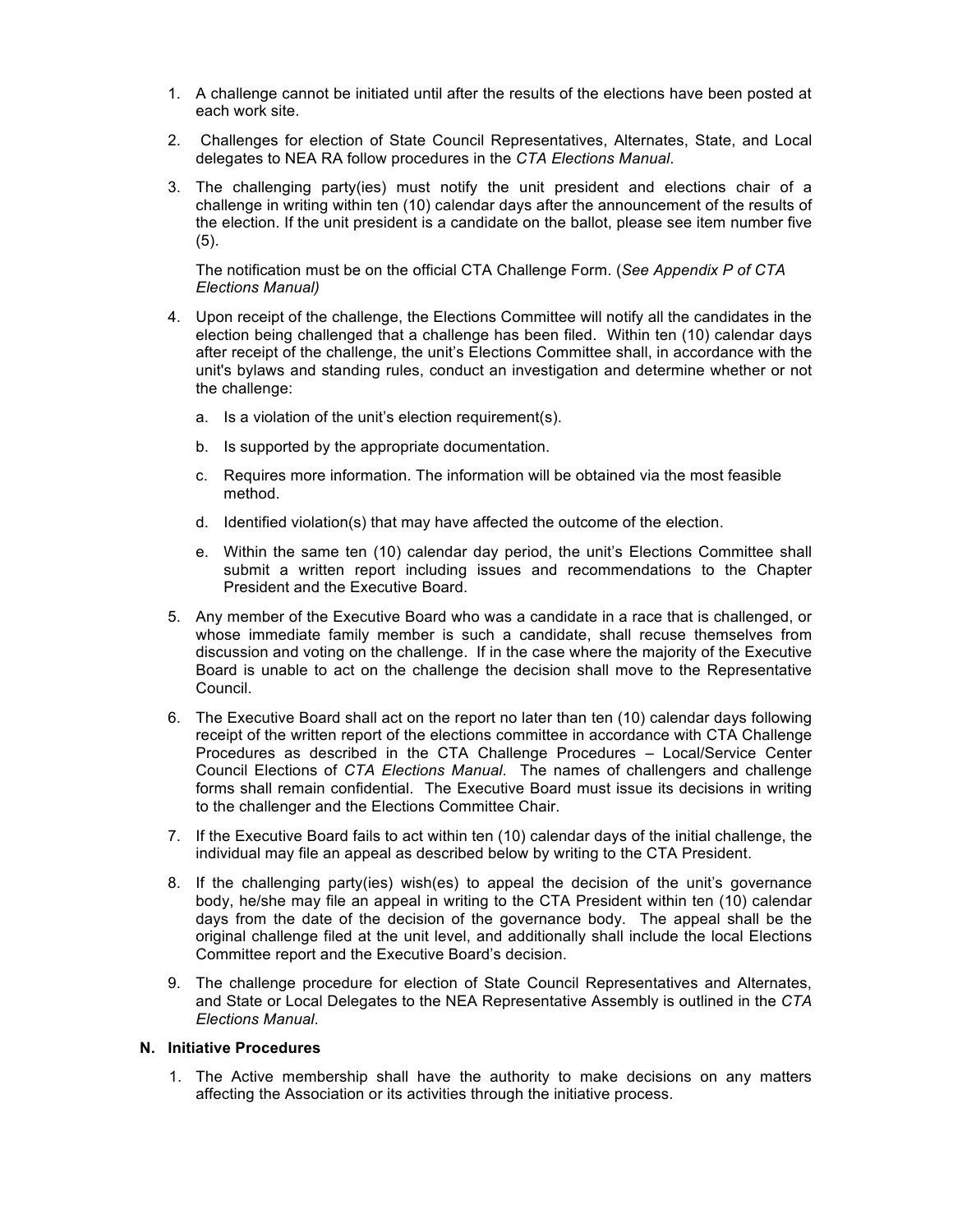1. A challenge cannot be initiated until after the results of the elections have been posted at each work site.

2. Challenges for election of State Council Representatives, Alternates, State, and Local delegates to NEA RA follow procedures in the *CTA Elections Manual*.

3. The challenging party(ies) must notify the unit president and elections chair of a challenge in writing within ten (10) calendar days after the announcement of the results of the election. If the unit president is a candidate on the ballot, please see item number five (5).

   The notification must be on the official CTA Challenge Form. (*See Appendix P of CTA Elections Manual)*

4. Upon receipt of the challenge, the Elections Committee will notify all the candidates in the election being challenged that a challenge has been filed. Within ten (10) calendar days after receipt of the challenge, the unit's Elections Committee shall, in accordance with the unit's bylaws and standing rules, conduct an investigation and determine whether or not the challenge:

   a. Is a violation of the unit's election requirement(s).

   b. Is supported by the appropriate documentation.

   c. Requires more information. The information will be obtained via the most feasible method.

   d. Identified violation(s) that may have affected the outcome of the election.

   e. Within the same ten (10) calendar day period, the unit's Elections Committee shall submit a written report including issues and recommendations to the Chapter President and the Executive Board.

5. Any member of the Executive Board who was a candidate in a race that is challenged, or whose immediate family member is such a candidate, shall recuse themselves from discussion and voting on the challenge. If in the case where the majority of the Executive Board is unable to act on the challenge the decision shall move to the Representative Council.

6. The Executive Board shall act on the report no later than ten (10) calendar days following receipt of the written report of the elections committee in accordance with CTA Challenge Procedures as described in the CTA Challenge Procedures – Local/Service Center Council Elections of *CTA Elections Manual*. The names of challengers and challenge forms shall remain confidential. The Executive Board must issue its decisions in writing to the challenger and the Elections Committee Chair.

7. If the Executive Board fails to act within ten (10) calendar days of the initial challenge, the individual may file an appeal as described below by writing to the CTA President.

8. If the challenging party(ies) wish(es) to appeal the decision of the unit's governance body, he/she may file an appeal in writing to the CTA President within ten (10) calendar days from the date of the decision of the governance body. The appeal shall be the original challenge filed at the unit level, and additionally shall include the local Elections Committee report and the Executive Board's decision.

9. The challenge procedure for election of State Council Representatives and Alternates, and State or Local Delegates to the NEA Representative Assembly is outlined in the *CTA Elections Manual*.

### N. Initiative Procedures

1. The Active membership shall have the authority to make decisions on any matters affecting the Association or its activities through the initiative process.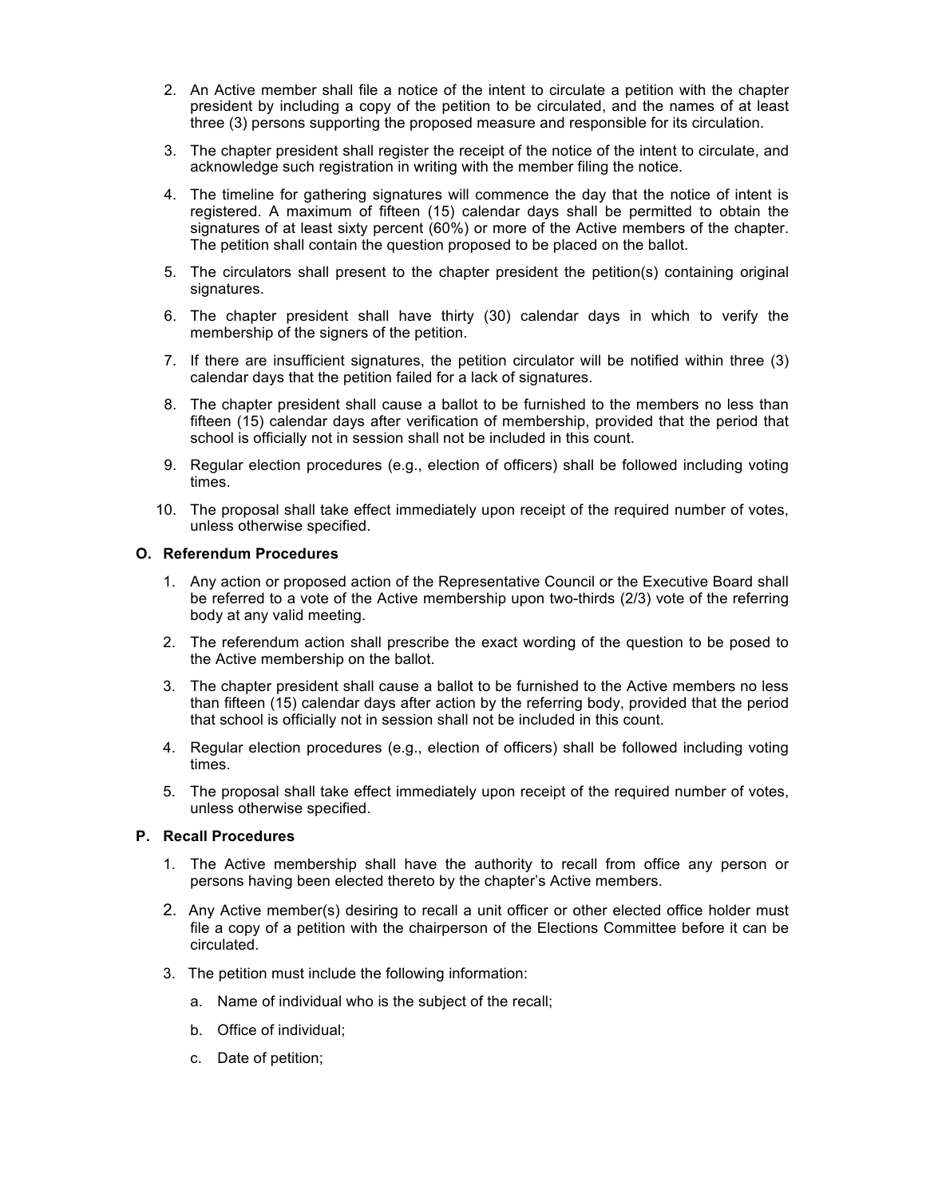2. An Active member shall file a notice of the intent to circulate a petition with the chapter president by including a copy of the petition to be circulated, and the names of at least three (3) persons supporting the proposed measure and responsible for its circulation.

3. The chapter president shall register the receipt of the notice of the intent to circulate, and acknowledge such registration in writing with the member filing the notice.

4. The timeline for gathering signatures will commence the day that the notice of intent is registered. A maximum of fifteen (15) calendar days shall be permitted to obtain the signatures of at least sixty percent (60%) or more of the Active members of the chapter. The petition shall contain the question proposed to be placed on the ballot.

5. The circulators shall present to the chapter president the petition(s) containing original signatures.

6. The chapter president shall have thirty (30) calendar days in which to verify the membership of the signers of the petition.

7. If there are insufficient signatures, the petition circulator will be notified within three (3) calendar days that the petition failed for a lack of signatures.

8. The chapter president shall cause a ballot to be furnished to the members no less than fifteen (15) calendar days after verification of membership, provided that the period that school is officially not in session shall not be included in this count.

9. Regular election procedures (e.g., election of officers) shall be followed including voting times.

10. The proposal shall take effect immediately upon receipt of the required number of votes, unless otherwise specified.

### O. Referendum Procedures

1. Any action or proposed action of the Representative Council or the Executive Board shall be referred to a vote of the Active membership upon two-thirds (2/3) vote of the referring body at any valid meeting.

2. The referendum action shall prescribe the exact wording of the question to be posed to the Active membership on the ballot.

3. The chapter president shall cause a ballot to be furnished to the Active members no less than fifteen (15) calendar days after action by the referring body, provided that the period that school is officially not in session shall not be included in this count.

4. Regular election procedures (e.g., election of officers) shall be followed including voting times.

5. The proposal shall take effect immediately upon receipt of the required number of votes, unless otherwise specified.

### P. Recall Procedures

1. The Active membership shall have the authority to recall from office any person or persons having been elected thereto by the chapter's Active members.

2. Any Active member(s) desiring to recall a unit officer or other elected office holder must file a copy of a petition with the chairperson of the Elections Committee before it can be circulated.

3. The petition must include the following information:

   a. Name of individual who is the subject of the recall;

   b. Office of individual;

   c. Date of petition;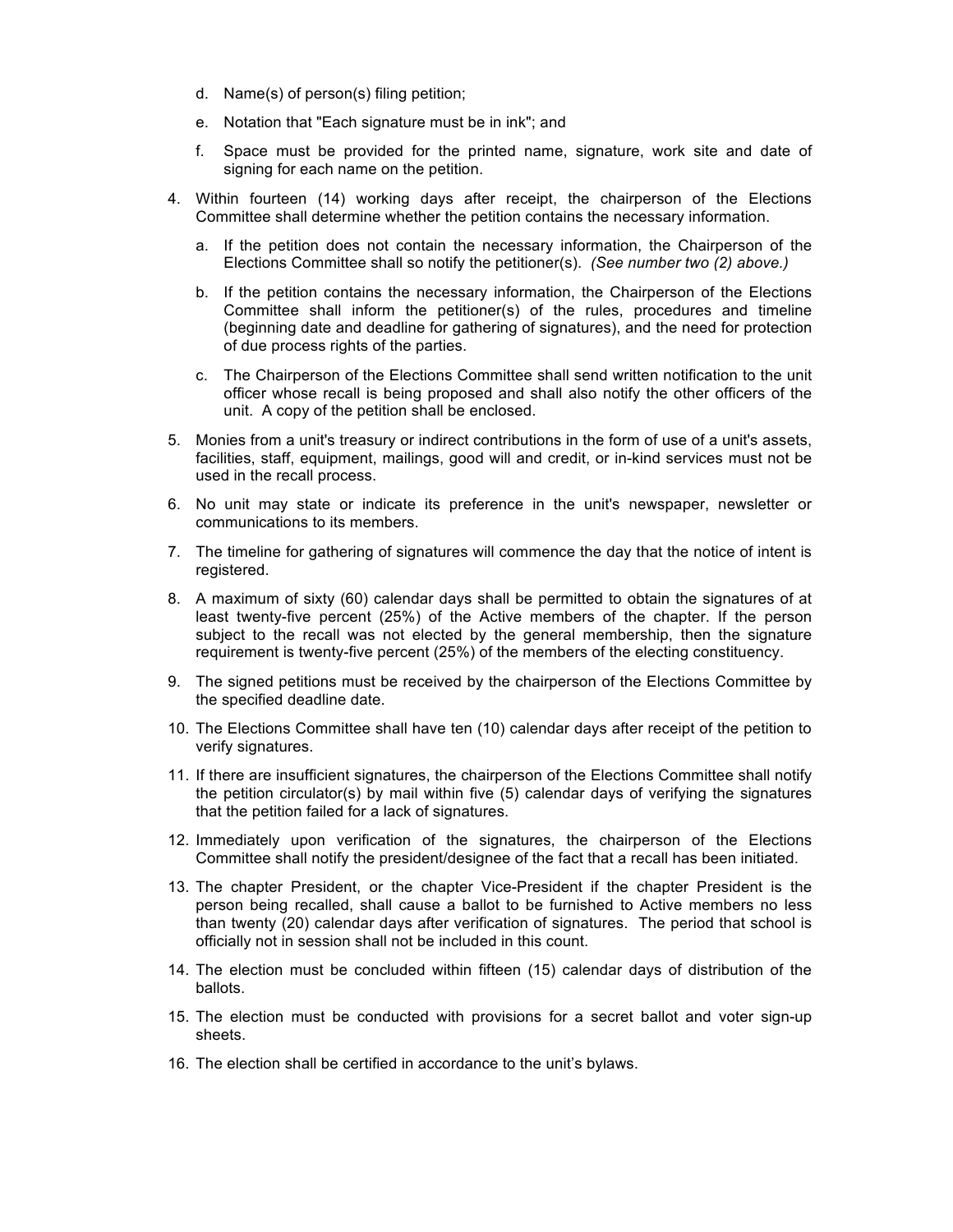d. Name(s) of person(s) filing petition;

   e. Notation that "Each signature must be in ink"; and

   f. Space must be provided for the printed name, signature, work site and date of signing for each name on the petition.

4. Within fourteen (14) working days after receipt, the chairperson of the Elections Committee shall determine whether the petition contains the necessary information.

   a. If the petition does not contain the necessary information, the Chairperson of the Elections Committee shall so notify the petitioner(s). *(See number two (2) above.)*

   b. If the petition contains the necessary information, the Chairperson of the Elections Committee shall inform the petitioner(s) of the rules, procedures and timeline (beginning date and deadline for gathering of signatures), and the need for protection of due process rights of the parties.

   c. The Chairperson of the Elections Committee shall send written notification to the unit officer whose recall is being proposed and shall also notify the other officers of the unit. A copy of the petition shall be enclosed.

5. Monies from a unit's treasury or indirect contributions in the form of use of a unit's assets, facilities, staff, equipment, mailings, good will and credit, or in-kind services must not be used in the recall process.

6. No unit may state or indicate its preference in the unit's newspaper, newsletter or communications to its members.

7. The timeline for gathering of signatures will commence the day that the notice of intent is registered.

8. A maximum of sixty (60) calendar days shall be permitted to obtain the signatures of at least twenty-five percent (25%) of the Active members of the chapter. If the person subject to the recall was not elected by the general membership, then the signature requirement is twenty-five percent (25%) of the members of the electing constituency.

9. The signed petitions must be received by the chairperson of the Elections Committee by the specified deadline date.

10. The Elections Committee shall have ten (10) calendar days after receipt of the petition to verify signatures.

11. If there are insufficient signatures, the chairperson of the Elections Committee shall notify the petition circulator(s) by mail within five (5) calendar days of verifying the signatures that the petition failed for a lack of signatures.

12. Immediately upon verification of the signatures, the chairperson of the Elections Committee shall notify the president/designee of the fact that a recall has been initiated.

13. The chapter President, or the chapter Vice-President if the chapter President is the person being recalled, shall cause a ballot to be furnished to Active members no less than twenty (20) calendar days after verification of signatures. The period that school is officially not in session shall not be included in this count.

14. The election must be concluded within fifteen (15) calendar days of distribution of the ballots.

15. The election must be conducted with provisions for a secret ballot and voter sign-up sheets.

16. The election shall be certified in accordance to the unit's bylaws.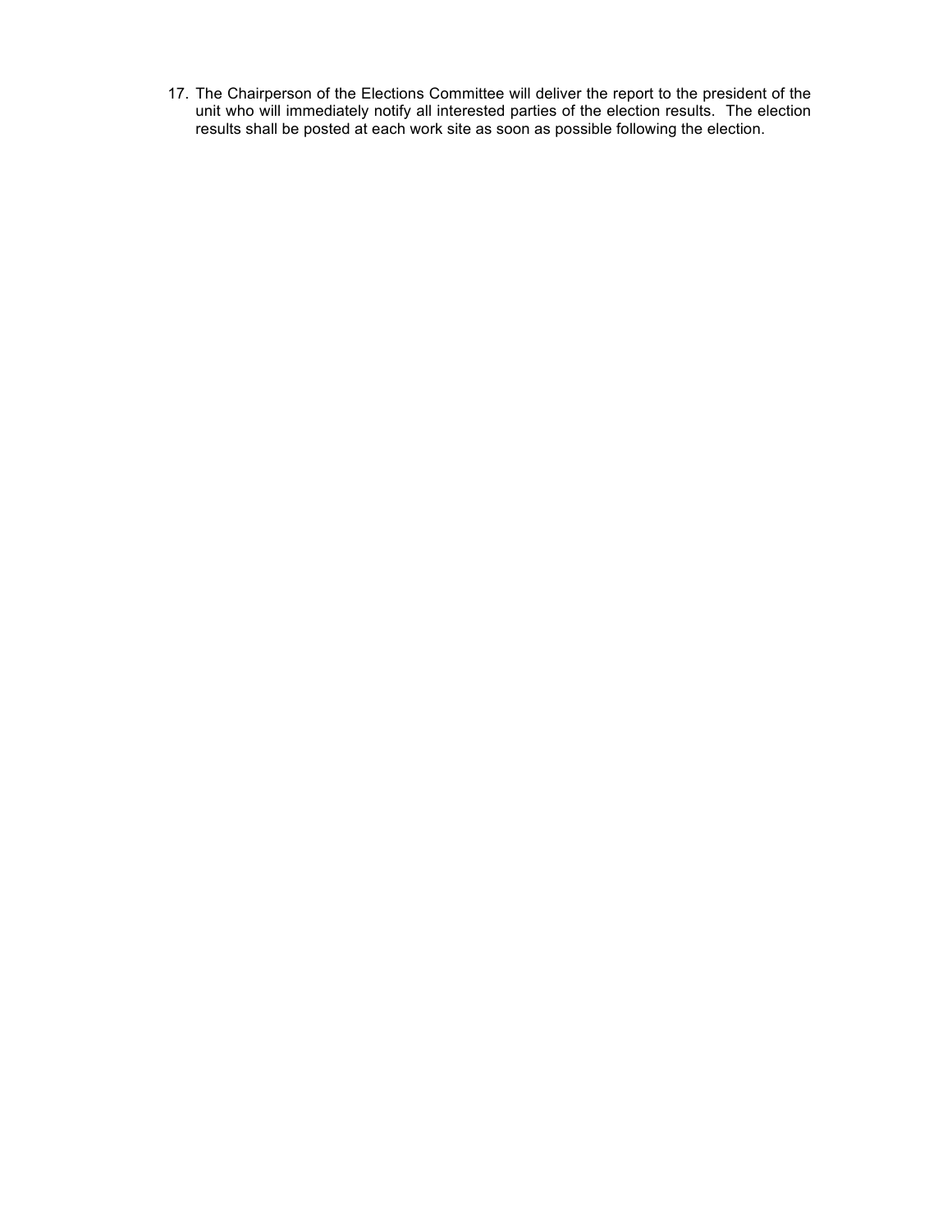17. The Chairperson of the Elections Committee will deliver the report to the president of the unit who will immediately notify all interested parties of the election results. The election results shall be posted at each work site as soon as possible following the election.